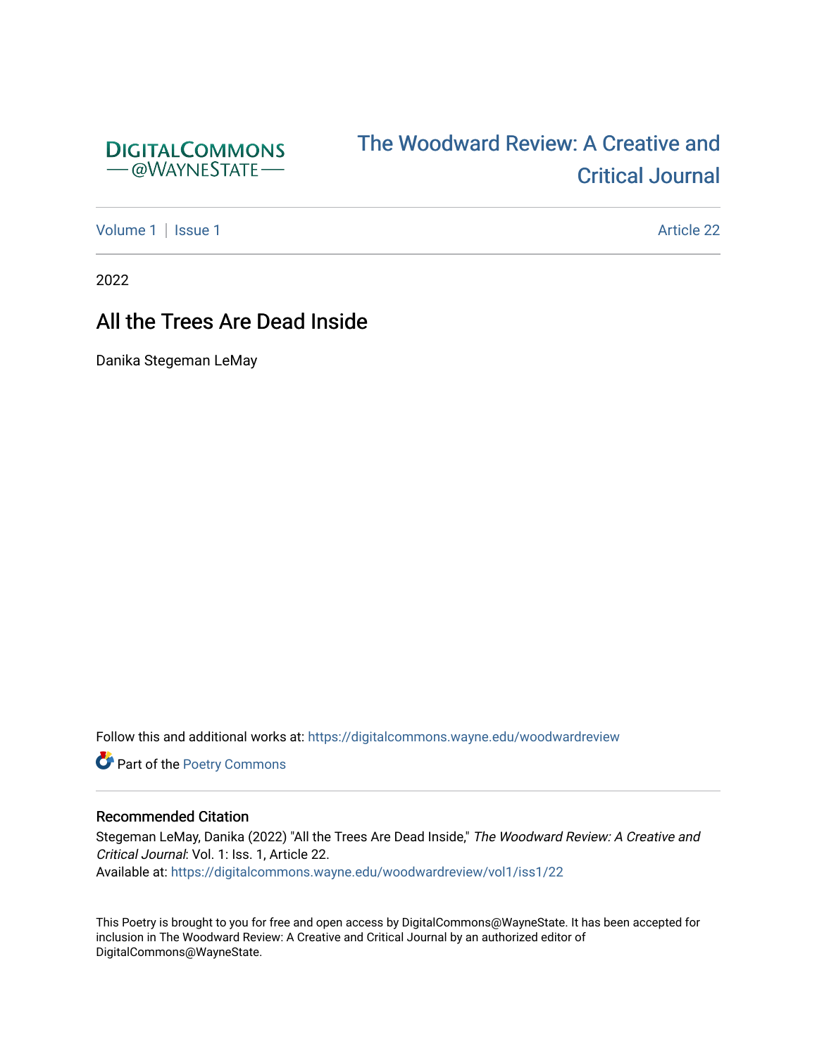DigitalCommons @WayneState

The Woodward Review: A Creative and Critical Journal

Volume 1 | Issue 1 | Article 22

2022

# All the Trees Are Dead Inside

Danika Stegeman LeMay

Follow this and additional works at: https://digitalcommons.wayne.edu/woodwardreview

Part of the Poetry Commons

## Recommended Citation

Stegeman LeMay, Danika (2022) "All the Trees Are Dead Inside," *The Woodward Review: A Creative and Critical Journal*: Vol. 1: Iss. 1, Article 22.
Available at: https://digitalcommons.wayne.edu/woodwardreview/vol1/iss1/22

This Poetry is brought to you for free and open access by DigitalCommons@WayneState. It has been accepted for inclusion in The Woodward Review: A Creative and Critical Journal by an authorized editor of DigitalCommons@WayneState.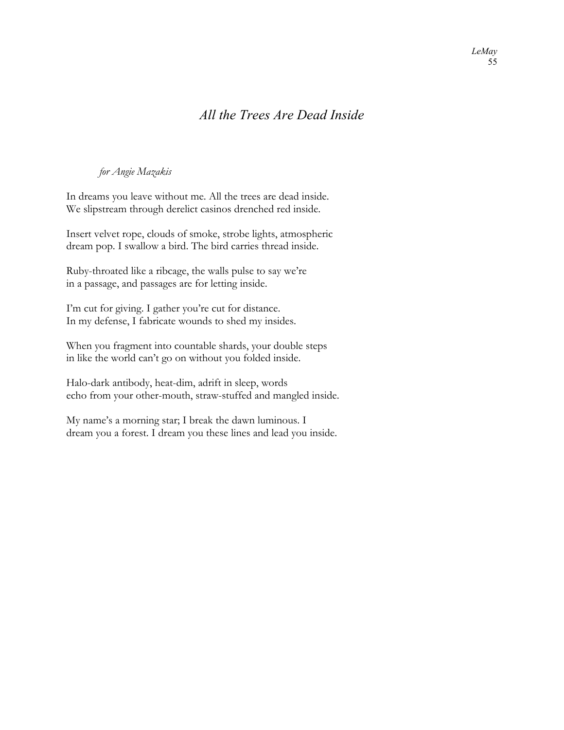# *All the Trees Are Dead Inside*

*for Angie Mazakis*

In dreams you leave without me. All the trees are dead inside.  
We slipstream through derelict casinos drenched red inside.

Insert velvet rope, clouds of smoke, strobe lights, atmospheric  
dream pop. I swallow a bird. The bird carries thread inside.

Ruby-throated like a ribcage, the walls pulse to say we're  
in a passage, and passages are for letting inside.

I'm cut for giving. I gather you're cut for distance.  
In my defense, I fabricate wounds to shed my insides.

When you fragment into countable shards, your double steps  
in like the world can't go on without you folded inside.

Halo-dark antibody, heat-dim, adrift in sleep, words  
echo from your other-mouth, straw-stuffed and mangled inside.

My name's a morning star; I break the dawn luminous. I  
dream you a forest. I dream you these lines and lead you inside.